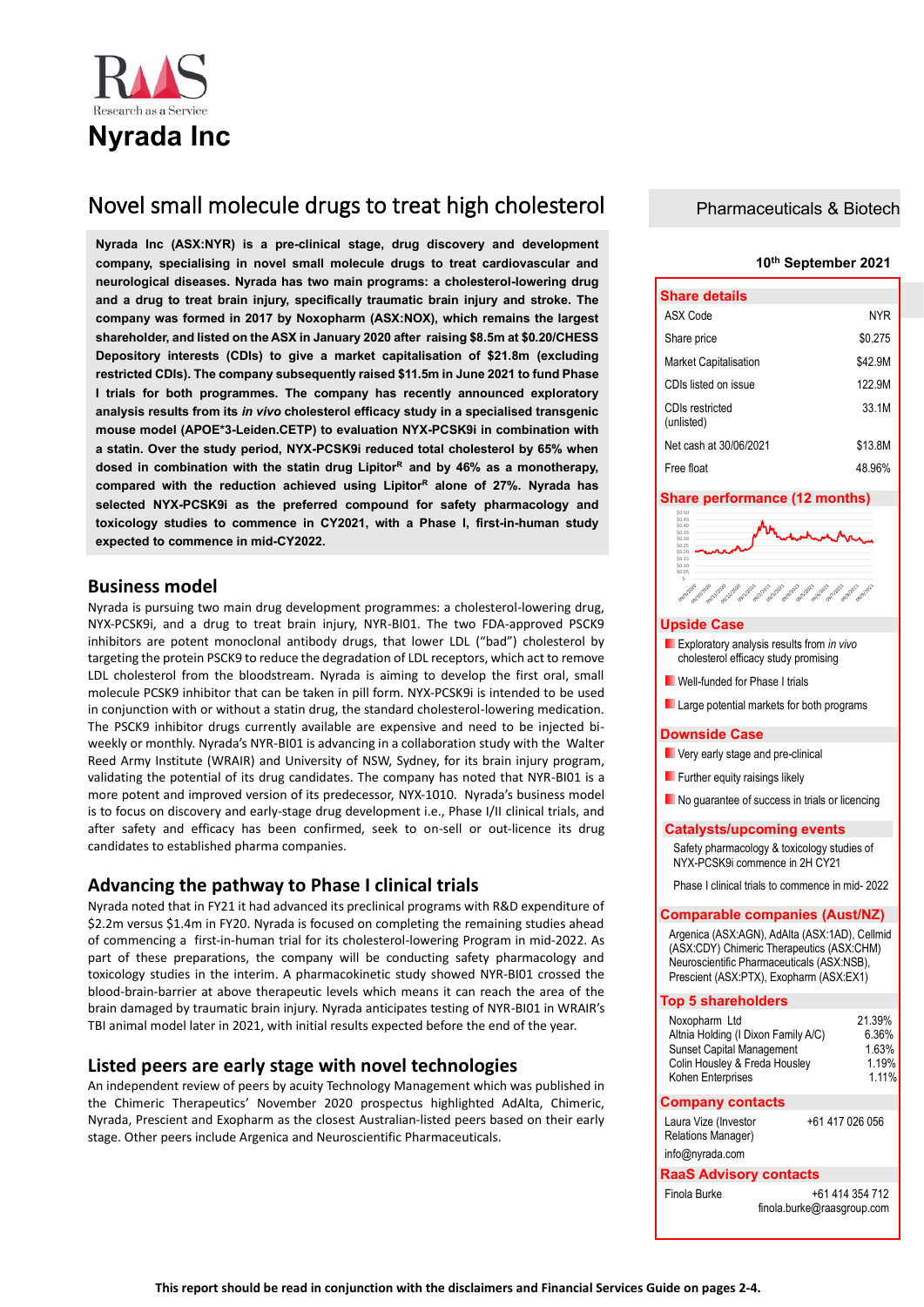# Nyrada Inc

## Novel small molecule drugs to treat high cholesterol

**Nyrada Inc (ASX:NYR) is a pre-clinical stage, drug discovery and development company, specialising in novel small molecule drugs to treat cardiovascular and neurological diseases. Nyrada has two main programs: a cholesterol-lowering drug and a drug to treat brain injury, specifically traumatic brain injury and stroke. The company was formed in 2017 by Noxopharm (ASX:NOX), which remains the largest shareholder, and listed on the ASX in January 2020 after raising $8.5m at $0.20/CHESS Depository interests (CDIs) to give a market capitalisation of $21.8m (excluding restricted CDIs). The company subsequently raised $11.5m in June 2021 to fund Phase I trials for both programmes. The company has recently announced exploratory analysis results from its *in vivo* cholesterol efficacy study in a specialised transgenic mouse model (APOE*3-Leiden.CETP) to evaluation NYX-PCSK9i in combination with a statin. Over the study period, NYX-PCSK9i reduced total cholesterol by 65% when dosed in combination with the statin drug Lipitor[R] and by 46% as a monotherapy, compared with the reduction achieved using Lipitor[R] alone of 27%. Nyrada has selected NYX-PCSK9i as the preferred compound for safety pharmacology and toxicology studies to commence in CY2021, with a Phase I, first-in-human study expected to commence in mid-CY2022.**

### Business model

Nyrada is pursuing two main drug development programmes: a cholesterol-lowering drug, NYX-PCSK9i, and a drug to treat brain injury, NYR-BI01. The two FDA-approved PSCK9 inhibitors are potent monoclonal antibody drugs, that lower LDL ("bad") cholesterol by targeting the protein PSCK9 to reduce the degradation of LDL receptors, which act to remove LDL cholesterol from the bloodstream. Nyrada is aiming to develop the first oral, small molecule PCSK9 inhibitor that can be taken in pill form. NYX-PCSK9i is intended to be used in conjunction with or without a statin drug, the standard cholesterol-lowering medication. The PSCK9 inhibitor drugs currently available are expensive and need to be injected bi-weekly or monthly. Nyrada's NYR-BI01 is advancing in a collaboration study with the Walter Reed Army Institute (WRAIR) and University of NSW, Sydney, for its brain injury program, validating the potential of its drug candidates. The company has noted that NYR-BI01 is a more potent and improved version of its predecessor, NYX-1010. Nyrada's business model is to focus on discovery and early-stage drug development i.e., Phase I/II clinical trials, and after safety and efficacy has been confirmed, seek to on-sell or out-licence its drug candidates to established pharma companies.

### Advancing the pathway to Phase I clinical trials

Nyrada noted that in FY21 it had advanced its preclinical programs with R&D expenditure of $2.2m versus $1.4m in FY20. Nyrada is focused on completing the remaining studies ahead of commencing a first-in-human trial for its cholesterol-lowering Program in mid-2022. As part of these preparations, the company will be conducting safety pharmacology and toxicology studies in the interim. A pharmacokinetic study showed NYR-BI01 crossed the blood-brain-barrier at above therapeutic levels which means it can reach the area of the brain damaged by traumatic brain injury. Nyrada anticipates testing of NYR-BI01 in WRAIR's TBI animal model later in 2021, with initial results expected before the end of the year.

### Listed peers are early stage with novel technologies

An independent review of peers by acuity Technology Management which was published in the Chimeric Therapeutics' November 2020 prospectus highlighted AdAlta, Chimeric, Nyrada, Prescient and Exopharm as the closest Australian-listed peers based on their early stage. Other peers include Argenica and Neuroscientific Pharmaceuticals.

---

Pharmaceuticals & Biotech

10th September 2021

#### Share details

| | |
|---|---|
| ASX Code | NYR |
| Share price | $0.275 |
| Market Capitalisation | $42.9M |
| CDIs listed on issue | 122.9M |
| CDIs restricted (unlisted) | 33.1M |
| Net cash at 30/06/2021 | $13.8M |
| Free float | 48.96% |

#### Share performance (12 months)

#### Upside Case

- Exploratory analysis results from *in vivo* cholesterol efficacy study promising
- Well-funded for Phase I trials
- Large potential markets for both programs

#### Downside Case

- Very early stage and pre-clinical
- Further equity raisings likely
- No guarantee of success in trials or licencing

#### Catalysts/upcoming events

Safety pharmacology & toxicology studies of NYX-PCSK9i commence in 2H CY21

Phase I clinical trials to commence in mid- 2022

#### Comparable companies (Aust/NZ)

Argenica (ASX:AGN), AdAlta (ASX:1AD), Cellmid (ASX:CDY) Chimeric Therapeutics (ASX:CHM) Neuroscientific Pharmaceuticals (ASX:NSB), Prescient (ASX:PTX), Exopharm (ASX:EX1)

#### Top 5 shareholders

| | |
|---|---|
| Noxopharm Ltd | 21.39% |
| Altnia Holding (I Dixon Family A/C) | 6.36% |
| Sunset Capital Management | 1.63% |
| Colin Housley & Freda Housley | 1.19% |
| Kohen Enterprises | 1.11% |

#### Company contacts

Laura Vize (Investor Relations Manager) +61 417 026 056

info@nyrada.com

#### RaaS Advisory contacts

Finola Burke +61 414 354 712

finola.burke@raasgroup.com

**This report should be read in conjunction with the disclaimers and Financial Services Guide on pages 2-4.**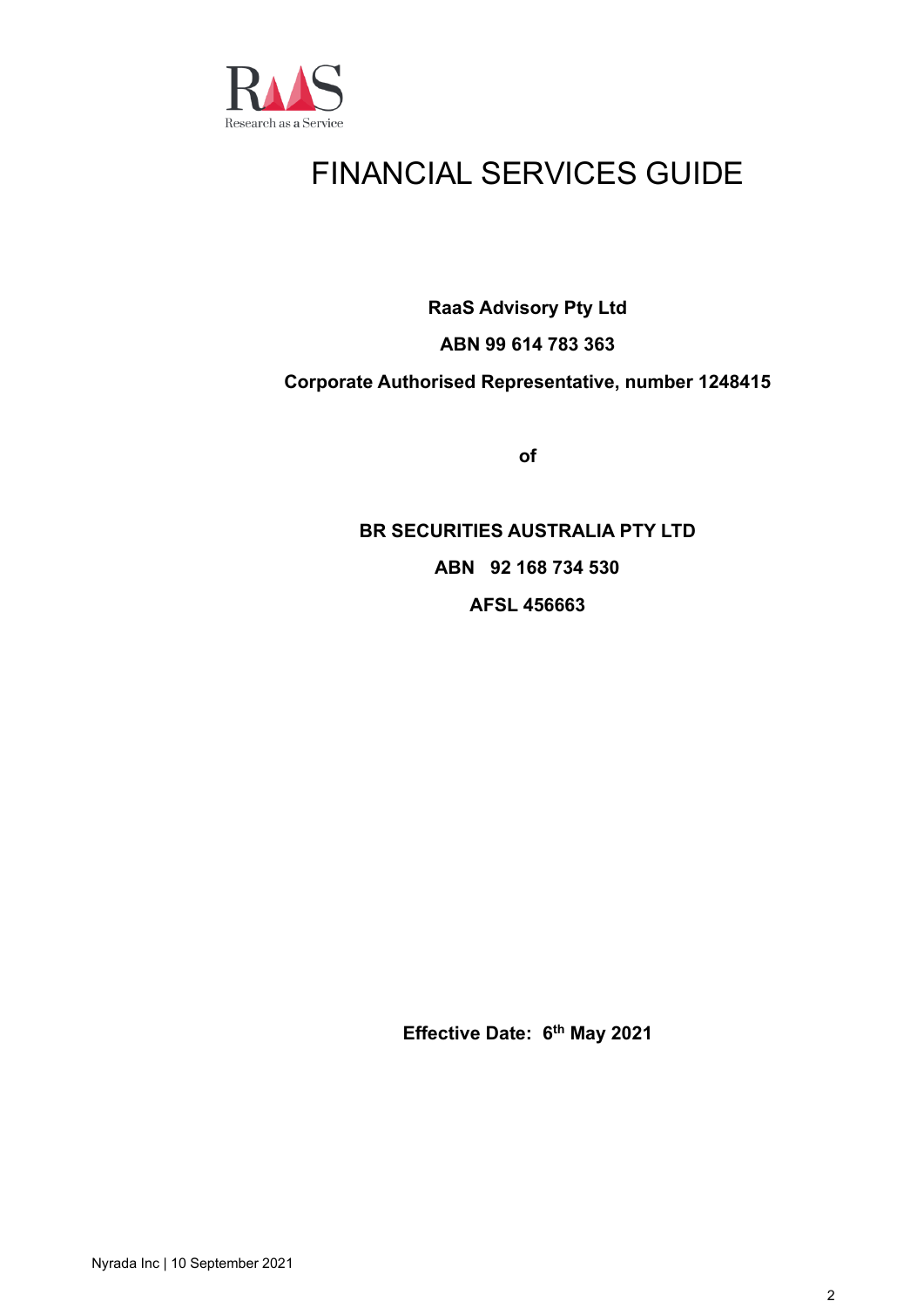# FINANCIAL SERVICES GUIDE

**RaaS Advisory Pty Ltd**

**ABN 99 614 783 363**

**Corporate Authorised Representative, number 1248415**

**of**

**BR SECURITIES AUSTRALIA PTY LTD**

**ABN 92 168 734 530**

**AFSL 456663**

**Effective Date: 6th May 2021**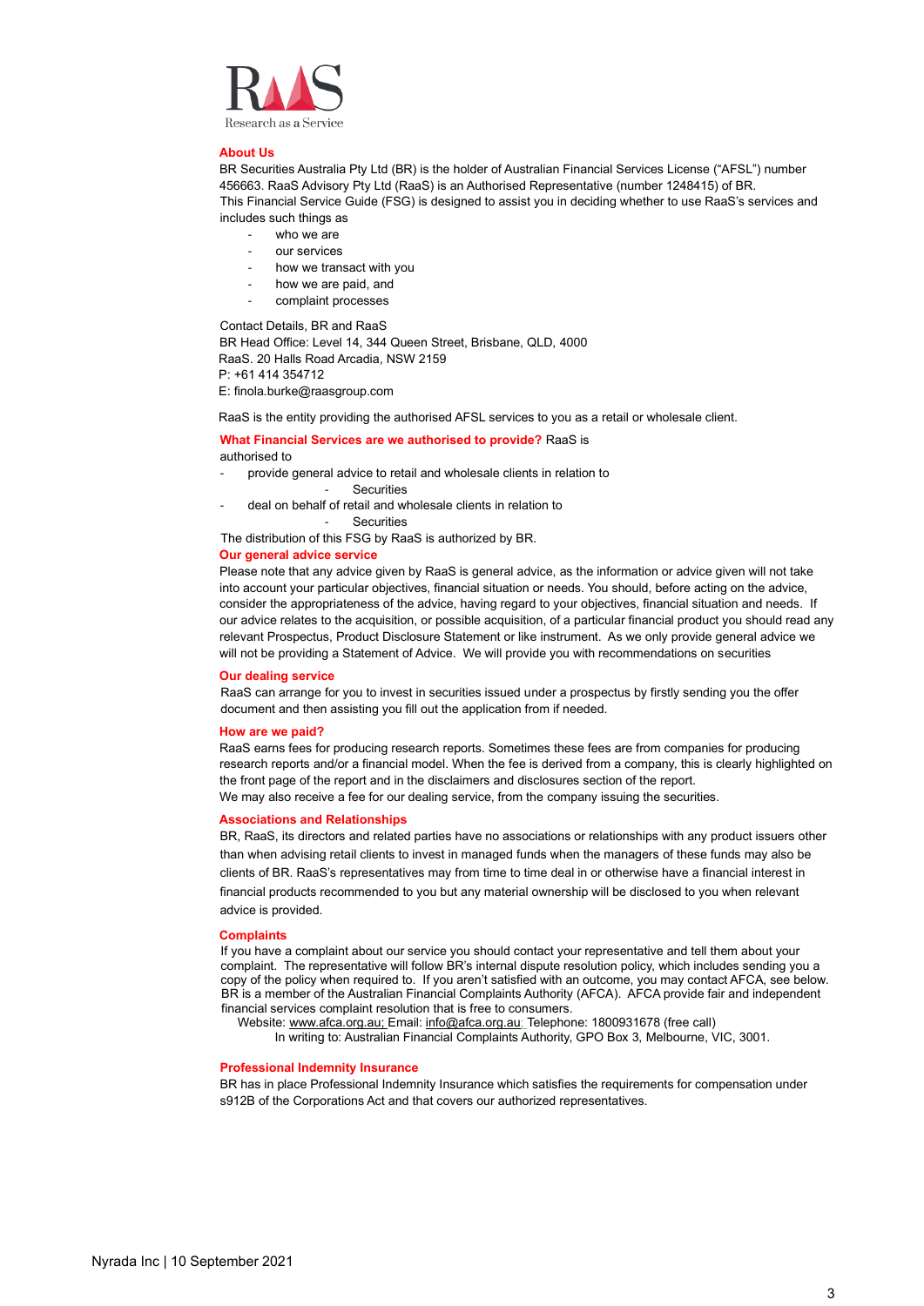RaaS
Research as a Service

## About Us

BR Securities Australia Pty Ltd (BR) is the holder of Australian Financial Services License ("AFSL") number 456663. RaaS Advisory Pty Ltd (RaaS) is an Authorised Representative (number 1248415) of BR.
This Financial Service Guide (FSG) is designed to assist you in deciding whether to use RaaS's services and includes such things as

- who we are
- our services
- how we transact with you
- how we are paid, and
- complaint processes

Contact Details, BR and RaaS
BR Head Office: Level 14, 344 Queen Street, Brisbane, QLD, 4000
RaaS. 20 Halls Road Arcadia, NSW 2159
P: +61 414 354712
E: finola.burke@raasgroup.com

RaaS is the entity providing the authorised AFSL services to you as a retail or wholesale client.

**What Financial Services are we authorised to provide?** RaaS is authorised to

- provide general advice to retail and wholesale clients in relation to
  - Securities
- deal on behalf of retail and wholesale clients in relation to
  - Securities

The distribution of this FSG by RaaS is authorized by BR.

## Our general advice service

Please note that any advice given by RaaS is general advice, as the information or advice given will not take into account your particular objectives, financial situation or needs. You should, before acting on the advice, consider the appropriateness of the advice, having regard to your objectives, financial situation and needs. If our advice relates to the acquisition, or possible acquisition, of a particular financial product you should read any relevant Prospectus, Product Disclosure Statement or like instrument. As we only provide general advice we will not be providing a Statement of Advice. We will provide you with recommendations on securities

## Our dealing service

RaaS can arrange for you to invest in securities issued under a prospectus by firstly sending you the offer document and then assisting you fill out the application from if needed.

## How are we paid?

RaaS earns fees for producing research reports. Sometimes these fees are from companies for producing research reports and/or a financial model. When the fee is derived from a company, this is clearly highlighted on the front page of the report and in the disclaimers and disclosures section of the report.
We may also receive a fee for our dealing service, from the company issuing the securities.

## Associations and Relationships

BR, RaaS, its directors and related parties have no associations or relationships with any product issuers other than when advising retail clients to invest in managed funds when the managers of these funds may also be clients of BR. RaaS's representatives may from time to time deal in or otherwise have a financial interest in financial products recommended to you but any material ownership will be disclosed to you when relevant advice is provided.

## Complaints

If you have a complaint about our service you should contact your representative and tell them about your complaint. The representative will follow BR's internal dispute resolution policy, which includes sending you a copy of the policy when required to. If you aren't satisfied with an outcome, you may contact AFCA, see below. BR is a member of the Australian Financial Complaints Authority (AFCA). AFCA provide fair and independent financial services complaint resolution that is free to consumers.
Website: www.afca.org.au; Email: info@afca.org.au; Telephone: 1800931678 (free call)
In writing to: Australian Financial Complaints Authority, GPO Box 3, Melbourne, VIC, 3001.

## Professional Indemnity Insurance

BR has in place Professional Indemnity Insurance which satisfies the requirements for compensation under s912B of the Corporations Act and that covers our authorized representatives.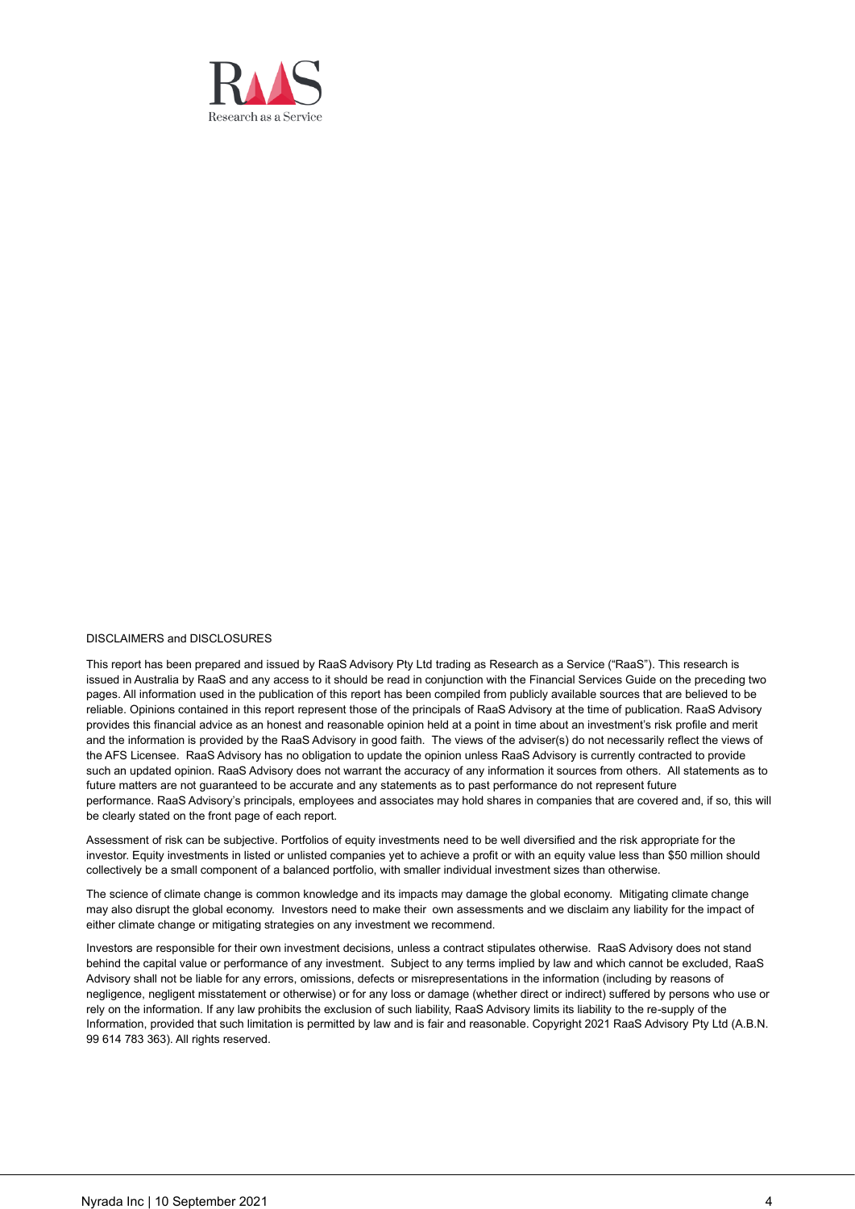DISCLAIMERS and DISCLOSURES

This report has been prepared and issued by RaaS Advisory Pty Ltd trading as Research as a Service ("RaaS"). This research is issued in Australia by RaaS and any access to it should be read in conjunction with the Financial Services Guide on the preceding two pages. All information used in the publication of this report has been compiled from publicly available sources that are believed to be reliable. Opinions contained in this report represent those of the principals of RaaS Advisory at the time of publication. RaaS Advisory provides this financial advice as an honest and reasonable opinion held at a point in time about an investment's risk profile and merit and the information is provided by the RaaS Advisory in good faith. The views of the adviser(s) do not necessarily reflect the views of the AFS Licensee. RaaS Advisory has no obligation to update the opinion unless RaaS Advisory is currently contracted to provide such an updated opinion. RaaS Advisory does not warrant the accuracy of any information it sources from others. All statements as to future matters are not guaranteed to be accurate and any statements as to past performance do not represent future performance. RaaS Advisory's principals, employees and associates may hold shares in companies that are covered and, if so, this will be clearly stated on the front page of each report.

Assessment of risk can be subjective. Portfolios of equity investments need to be well diversified and the risk appropriate for the investor. Equity investments in listed or unlisted companies yet to achieve a profit or with an equity value less than $50 million should collectively be a small component of a balanced portfolio, with smaller individual investment sizes than otherwise.

The science of climate change is common knowledge and its impacts may damage the global economy. Mitigating climate change may also disrupt the global economy. Investors need to make their own assessments and we disclaim any liability for the impact of either climate change or mitigating strategies on any investment we recommend.

Investors are responsible for their own investment decisions, unless a contract stipulates otherwise. RaaS Advisory does not stand behind the capital value or performance of any investment. Subject to any terms implied by law and which cannot be excluded, RaaS Advisory shall not be liable for any errors, omissions, defects or misrepresentations in the information (including by reasons of negligence, negligent misstatement or otherwise) or for any loss or damage (whether direct or indirect) suffered by persons who use or rely on the information. If any law prohibits the exclusion of such liability, RaaS Advisory limits its liability to the re-supply of the Information, provided that such limitation is permitted by law and is fair and reasonable. Copyright 2021 RaaS Advisory Pty Ltd (A.B.N. 99 614 783 363). All rights reserved.